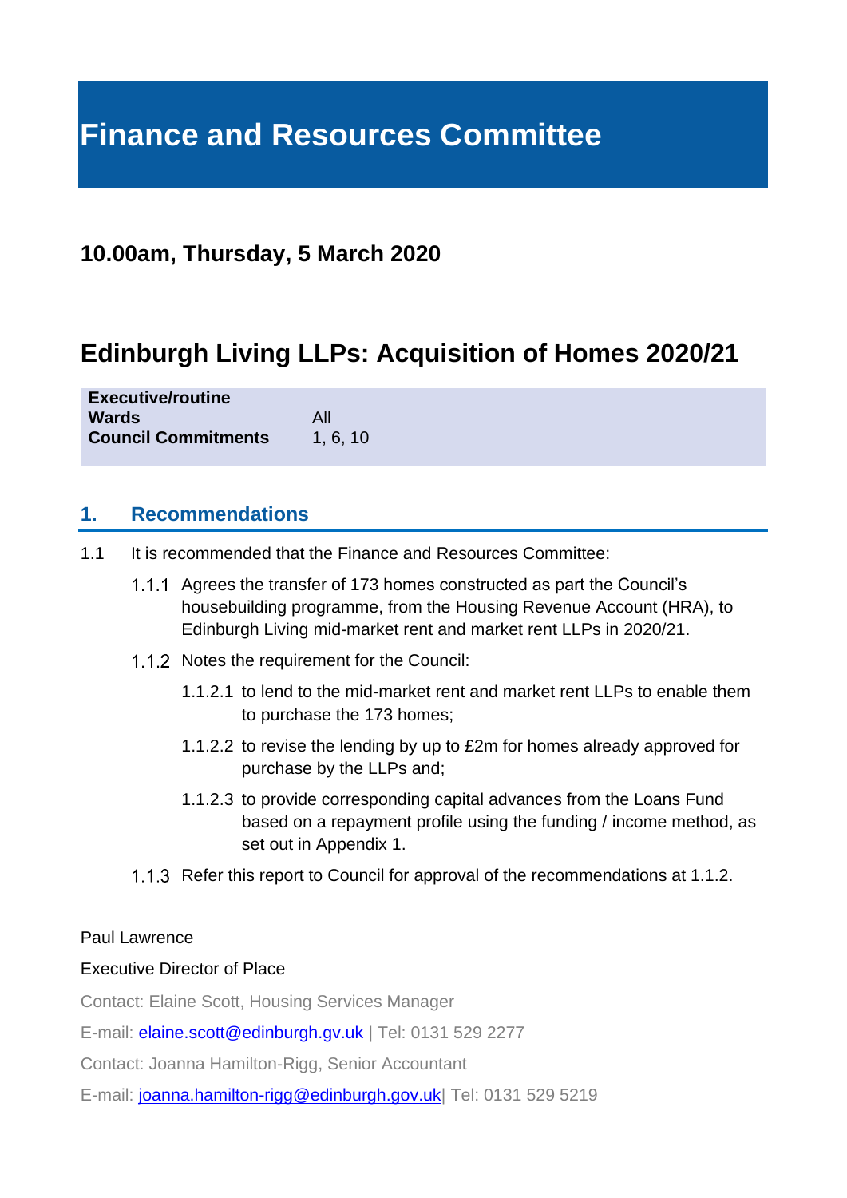# Finance and Resources Committee

## 10.00am, Thursday, 5 March 2020

## Edinburgh Living LLPs: Acquisition of Homes 2020/21

| | |
|---|---|
| **Executive/routine** | |
| **Wards** | All |
| **Council Commitments** | 1, 6, 10 |

### 1. Recommendations

1.1 It is recommended that the Finance and Resources Committee:

1.1.1 Agrees the transfer of 173 homes constructed as part the Council's housebuilding programme, from the Housing Revenue Account (HRA), to Edinburgh Living mid-market rent and market rent LLPs in 2020/21.

1.1.2 Notes the requirement for the Council:

1.1.2.1 to lend to the mid-market rent and market rent LLPs to enable them to purchase the 173 homes;

1.1.2.2 to revise the lending by up to £2m for homes already approved for purchase by the LLPs and;

1.1.2.3 to provide corresponding capital advances from the Loans Fund based on a repayment profile using the funding / income method, as set out in Appendix 1.

1.1.3 Refer this report to Council for approval of the recommendations at 1.1.2.

Paul Lawrence

Executive Director of Place

Contact: Elaine Scott, Housing Services Manager

E-mail: elaine.scott@edinburgh.gv.uk | Tel: 0131 529 2277

Contact: Joanna Hamilton-Rigg, Senior Accountant

E-mail: joanna.hamilton-rigg@edinburgh.gov.uk| Tel: 0131 529 5219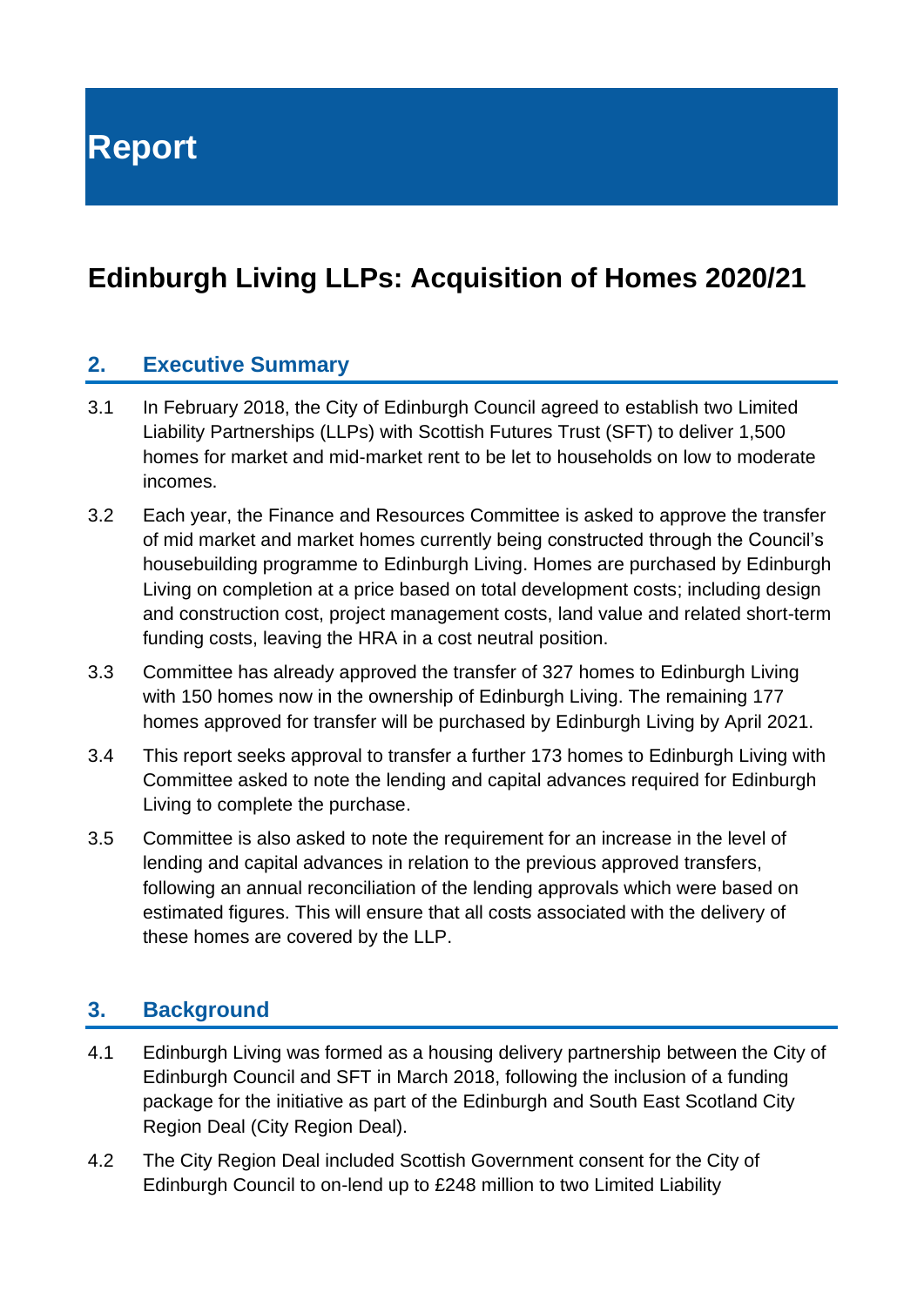# Report

## Edinburgh Living LLPs: Acquisition of Homes 2020/21

### 2. Executive Summary

3.1 In February 2018, the City of Edinburgh Council agreed to establish two Limited Liability Partnerships (LLPs) with Scottish Futures Trust (SFT) to deliver 1,500 homes for market and mid-market rent to be let to households on low to moderate incomes.

3.2 Each year, the Finance and Resources Committee is asked to approve the transfer of mid market and market homes currently being constructed through the Council's housebuilding programme to Edinburgh Living. Homes are purchased by Edinburgh Living on completion at a price based on total development costs; including design and construction cost, project management costs, land value and related short-term funding costs, leaving the HRA in a cost neutral position.

3.3 Committee has already approved the transfer of 327 homes to Edinburgh Living with 150 homes now in the ownership of Edinburgh Living. The remaining 177 homes approved for transfer will be purchased by Edinburgh Living by April 2021.

3.4 This report seeks approval to transfer a further 173 homes to Edinburgh Living with Committee asked to note the lending and capital advances required for Edinburgh Living to complete the purchase.

3.5 Committee is also asked to note the requirement for an increase in the level of lending and capital advances in relation to the previous approved transfers, following an annual reconciliation of the lending approvals which were based on estimated figures. This will ensure that all costs associated with the delivery of these homes are covered by the LLP.

### 3. Background

4.1 Edinburgh Living was formed as a housing delivery partnership between the City of Edinburgh Council and SFT in March 2018, following the inclusion of a funding package for the initiative as part of the Edinburgh and South East Scotland City Region Deal (City Region Deal).

4.2 The City Region Deal included Scottish Government consent for the City of Edinburgh Council to on-lend up to £248 million to two Limited Liability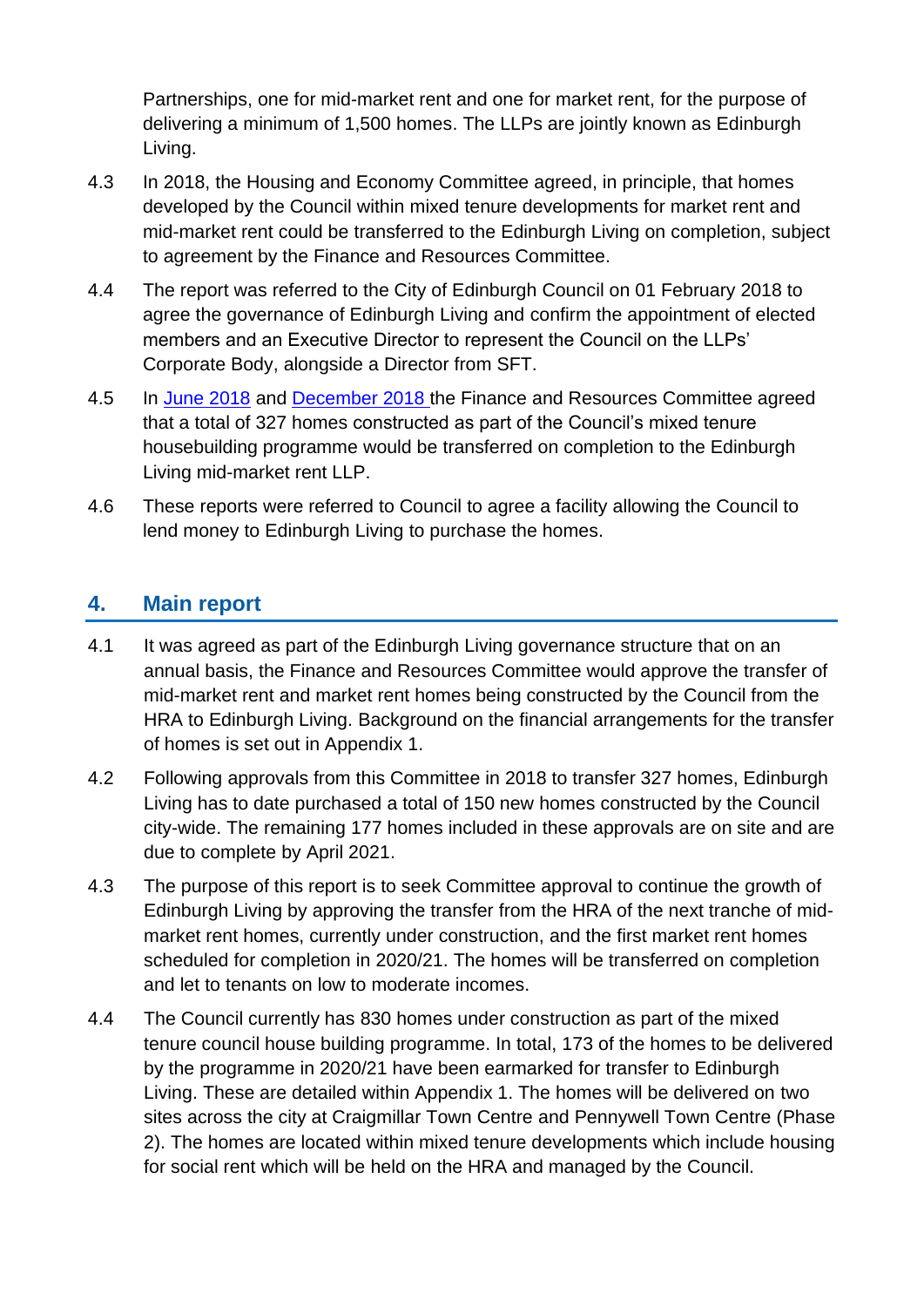Partnerships, one for mid-market rent and one for market rent, for the purpose of delivering a minimum of 1,500 homes. The LLPs are jointly known as Edinburgh Living.

4.3 In 2018, the Housing and Economy Committee agreed, in principle, that homes developed by the Council within mixed tenure developments for market rent and mid-market rent could be transferred to the Edinburgh Living on completion, subject to agreement by the Finance and Resources Committee.

4.4 The report was referred to the City of Edinburgh Council on 01 February 2018 to agree the governance of Edinburgh Living and confirm the appointment of elected members and an Executive Director to represent the Council on the LLPs' Corporate Body, alongside a Director from SFT.

4.5 In June 2018 and December 2018 the Finance and Resources Committee agreed that a total of 327 homes constructed as part of the Council's mixed tenure housebuilding programme would be transferred on completion to the Edinburgh Living mid-market rent LLP.

4.6 These reports were referred to Council to agree a facility allowing the Council to lend money to Edinburgh Living to purchase the homes.

## 4. Main report

4.1 It was agreed as part of the Edinburgh Living governance structure that on an annual basis, the Finance and Resources Committee would approve the transfer of mid-market rent and market rent homes being constructed by the Council from the HRA to Edinburgh Living. Background on the financial arrangements for the transfer of homes is set out in Appendix 1.

4.2 Following approvals from this Committee in 2018 to transfer 327 homes, Edinburgh Living has to date purchased a total of 150 new homes constructed by the Council city-wide. The remaining 177 homes included in these approvals are on site and are due to complete by April 2021.

4.3 The purpose of this report is to seek Committee approval to continue the growth of Edinburgh Living by approving the transfer from the HRA of the next tranche of mid-market rent homes, currently under construction, and the first market rent homes scheduled for completion in 2020/21. The homes will be transferred on completion and let to tenants on low to moderate incomes.

4.4 The Council currently has 830 homes under construction as part of the mixed tenure council house building programme. In total, 173 of the homes to be delivered by the programme in 2020/21 have been earmarked for transfer to Edinburgh Living. These are detailed within Appendix 1. The homes will be delivered on two sites across the city at Craigmillar Town Centre and Pennywell Town Centre (Phase 2). The homes are located within mixed tenure developments which include housing for social rent which will be held on the HRA and managed by the Council.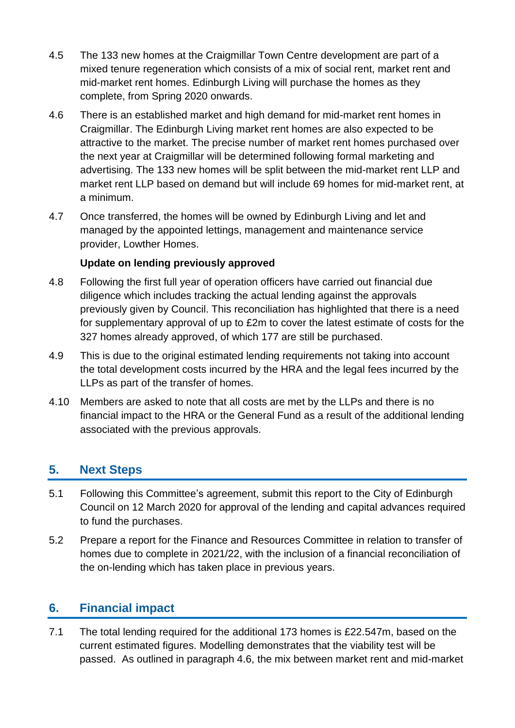4.5 The 133 new homes at the Craigmillar Town Centre development are part of a mixed tenure regeneration which consists of a mix of social rent, market rent and mid-market rent homes. Edinburgh Living will purchase the homes as they complete, from Spring 2020 onwards.

4.6 There is an established market and high demand for mid-market rent homes in Craigmillar. The Edinburgh Living market rent homes are also expected to be attractive to the market. The precise number of market rent homes purchased over the next year at Craigmillar will be determined following formal marketing and advertising. The 133 new homes will be split between the mid-market rent LLP and market rent LLP based on demand but will include 69 homes for mid-market rent, at a minimum.

4.7 Once transferred, the homes will be owned by Edinburgh Living and let and managed by the appointed lettings, management and maintenance service provider, Lowther Homes.

**Update on lending previously approved**

4.8 Following the first full year of operation officers have carried out financial due diligence which includes tracking the actual lending against the approvals previously given by Council. This reconciliation has highlighted that there is a need for supplementary approval of up to £2m to cover the latest estimate of costs for the 327 homes already approved, of which 177 are still be purchased.

4.9 This is due to the original estimated lending requirements not taking into account the total development costs incurred by the HRA and the legal fees incurred by the LLPs as part of the transfer of homes.

4.10 Members are asked to note that all costs are met by the LLPs and there is no financial impact to the HRA or the General Fund as a result of the additional lending associated with the previous approvals.

## 5. Next Steps

5.1 Following this Committee's agreement, submit this report to the City of Edinburgh Council on 12 March 2020 for approval of the lending and capital advances required to fund the purchases.

5.2 Prepare a report for the Finance and Resources Committee in relation to transfer of homes due to complete in 2021/22, with the inclusion of a financial reconciliation of the on-lending which has taken place in previous years.

## 6. Financial impact

7.1 The total lending required for the additional 173 homes is £22.547m, based on the current estimated figures. Modelling demonstrates that the viability test will be passed. As outlined in paragraph 4.6, the mix between market rent and mid-market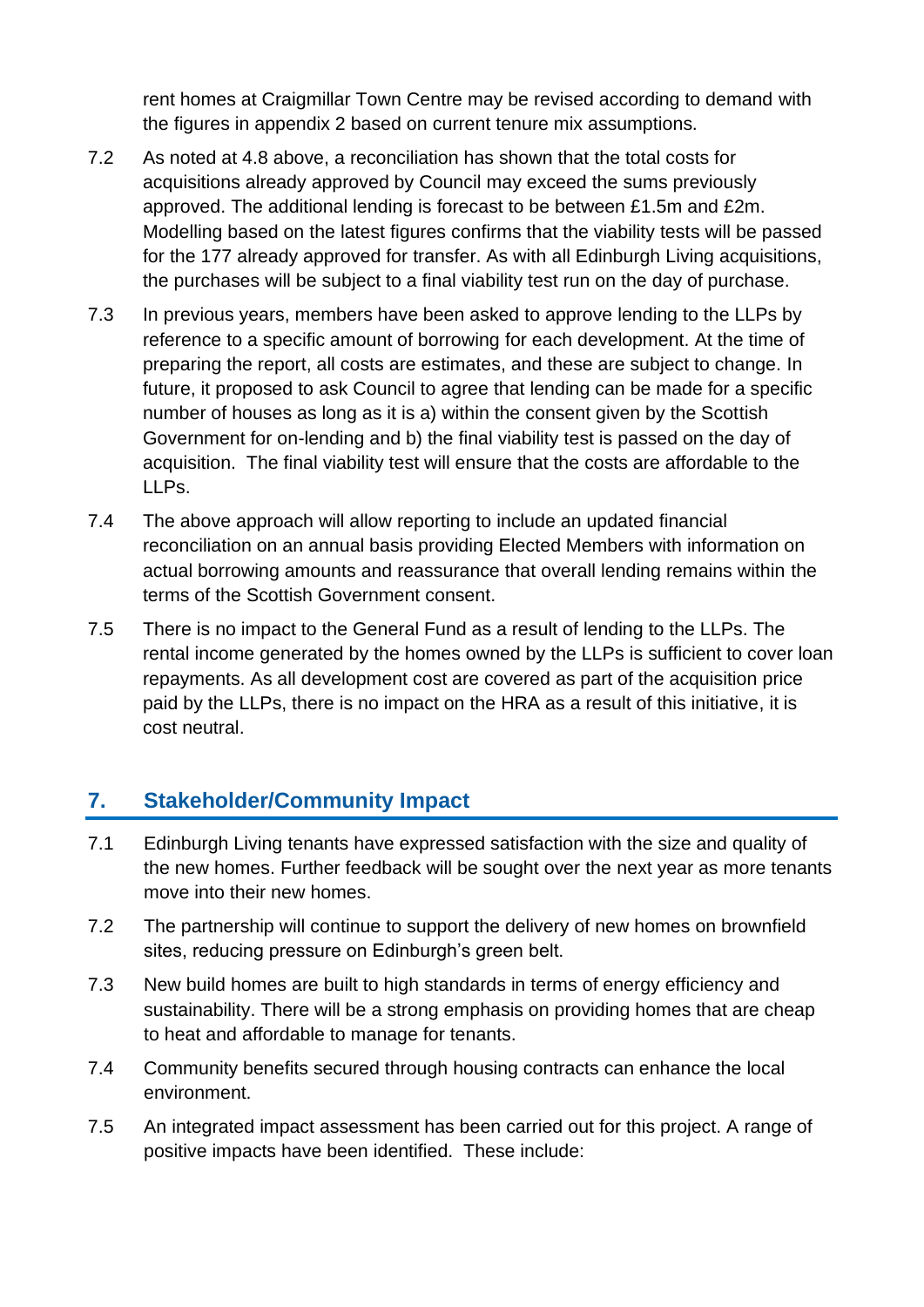rent homes at Craigmillar Town Centre may be revised according to demand with the figures in appendix 2 based on current tenure mix assumptions.

7.2 As noted at 4.8 above, a reconciliation has shown that the total costs for acquisitions already approved by Council may exceed the sums previously approved. The additional lending is forecast to be between £1.5m and £2m. Modelling based on the latest figures confirms that the viability tests will be passed for the 177 already approved for transfer. As with all Edinburgh Living acquisitions, the purchases will be subject to a final viability test run on the day of purchase.

7.3 In previous years, members have been asked to approve lending to the LLPs by reference to a specific amount of borrowing for each development. At the time of preparing the report, all costs are estimates, and these are subject to change. In future, it proposed to ask Council to agree that lending can be made for a specific number of houses as long as it is a) within the consent given by the Scottish Government for on-lending and b) the final viability test is passed on the day of acquisition. The final viability test will ensure that the costs are affordable to the LLPs.

7.4 The above approach will allow reporting to include an updated financial reconciliation on an annual basis providing Elected Members with information on actual borrowing amounts and reassurance that overall lending remains within the terms of the Scottish Government consent.

7.5 There is no impact to the General Fund as a result of lending to the LLPs. The rental income generated by the homes owned by the LLPs is sufficient to cover loan repayments. As all development cost are covered as part of the acquisition price paid by the LLPs, there is no impact on the HRA as a result of this initiative, it is cost neutral.

## 7. Stakeholder/Community Impact

7.1 Edinburgh Living tenants have expressed satisfaction with the size and quality of the new homes. Further feedback will be sought over the next year as more tenants move into their new homes.

7.2 The partnership will continue to support the delivery of new homes on brownfield sites, reducing pressure on Edinburgh's green belt.

7.3 New build homes are built to high standards in terms of energy efficiency and sustainability. There will be a strong emphasis on providing homes that are cheap to heat and affordable to manage for tenants.

7.4 Community benefits secured through housing contracts can enhance the local environment.

7.5 An integrated impact assessment has been carried out for this project. A range of positive impacts have been identified. These include: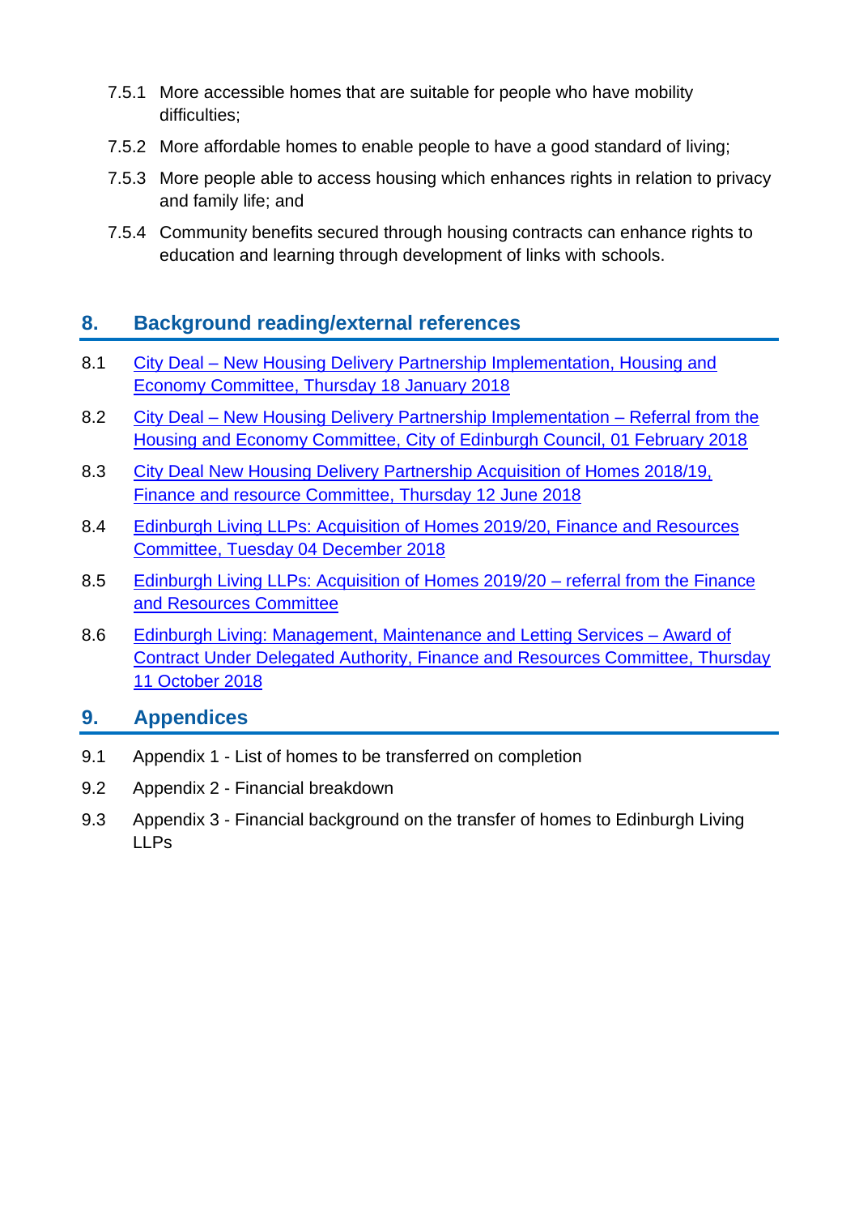7.5.1 More accessible homes that are suitable for people who have mobility difficulties;

7.5.2 More affordable homes to enable people to have a good standard of living;

7.5.3 More people able to access housing which enhances rights in relation to privacy and family life; and

7.5.4 Community benefits secured through housing contracts can enhance rights to education and learning through development of links with schools.

## 8. Background reading/external references

8.1 City Deal – New Housing Delivery Partnership Implementation, Housing and Economy Committee, Thursday 18 January 2018

8.2 City Deal – New Housing Delivery Partnership Implementation – Referral from the Housing and Economy Committee, City of Edinburgh Council, 01 February 2018

8.3 City Deal New Housing Delivery Partnership Acquisition of Homes 2018/19, Finance and resource Committee, Thursday 12 June 2018

8.4 Edinburgh Living LLPs: Acquisition of Homes 2019/20, Finance and Resources Committee, Tuesday 04 December 2018

8.5 Edinburgh Living LLPs: Acquisition of Homes 2019/20 – referral from the Finance and Resources Committee

8.6 Edinburgh Living: Management, Maintenance and Letting Services – Award of Contract Under Delegated Authority, Finance and Resources Committee, Thursday 11 October 2018

## 9. Appendices

9.1 Appendix 1 - List of homes to be transferred on completion

9.2 Appendix 2 - Financial breakdown

9.3 Appendix 3 - Financial background on the transfer of homes to Edinburgh Living LLPs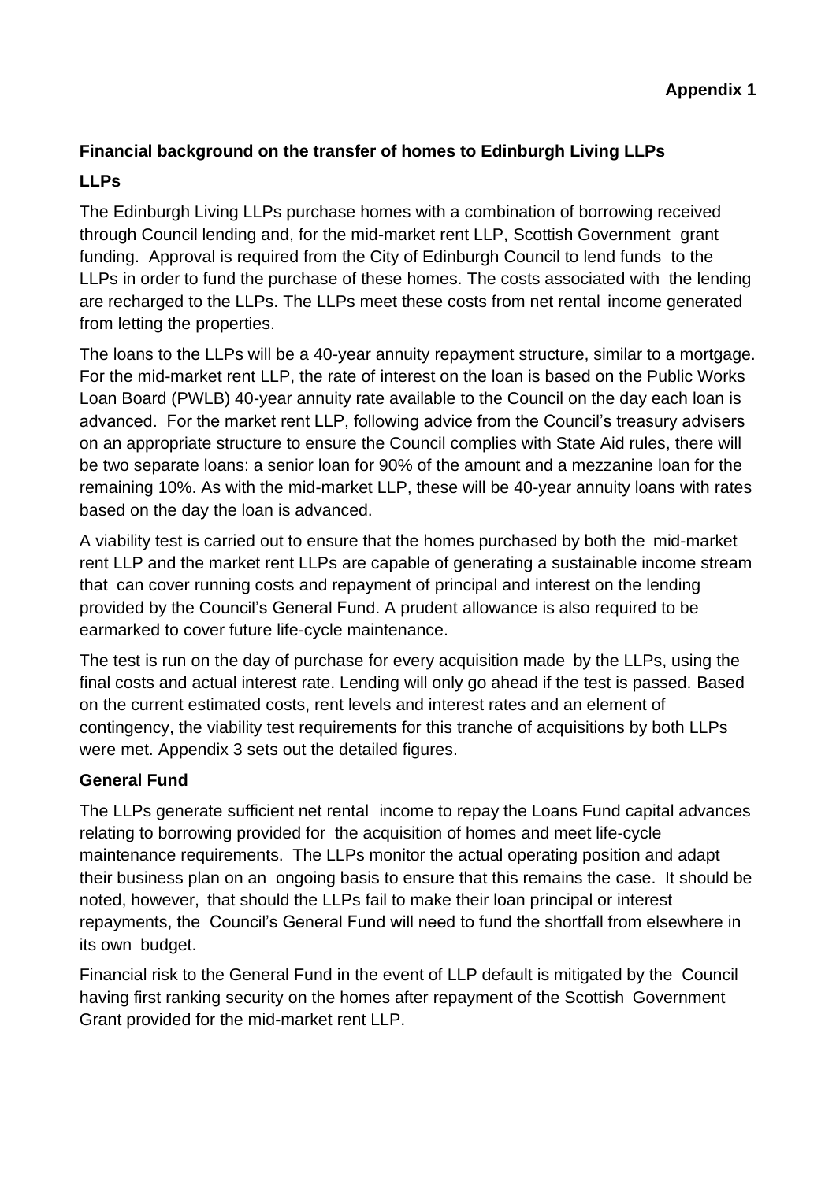**Appendix 1**

**Financial background on the transfer of homes to Edinburgh Living LLPs**

**LLPs**

The Edinburgh Living LLPs purchase homes with a combination of borrowing received through Council lending and, for the mid-market rent LLP, Scottish Government grant funding. Approval is required from the City of Edinburgh Council to lend funds to the LLPs in order to fund the purchase of these homes. The costs associated with the lending are recharged to the LLPs. The LLPs meet these costs from net rental income generated from letting the properties.

The loans to the LLPs will be a 40-year annuity repayment structure, similar to a mortgage. For the mid-market rent LLP, the rate of interest on the loan is based on the Public Works Loan Board (PWLB) 40-year annuity rate available to the Council on the day each loan is advanced. For the market rent LLP, following advice from the Council's treasury advisers on an appropriate structure to ensure the Council complies with State Aid rules, there will be two separate loans: a senior loan for 90% of the amount and a mezzanine loan for the remaining 10%. As with the mid-market LLP, these will be 40-year annuity loans with rates based on the day the loan is advanced.

A viability test is carried out to ensure that the homes purchased by both the mid-market rent LLP and the market rent LLPs are capable of generating a sustainable income stream that can cover running costs and repayment of principal and interest on the lending provided by the Council's General Fund. A prudent allowance is also required to be earmarked to cover future life-cycle maintenance.

The test is run on the day of purchase for every acquisition made by the LLPs, using the final costs and actual interest rate. Lending will only go ahead if the test is passed. Based on the current estimated costs, rent levels and interest rates and an element of contingency, the viability test requirements for this tranche of acquisitions by both LLPs were met. Appendix 3 sets out the detailed figures.

**General Fund**

The LLPs generate sufficient net rental income to repay the Loans Fund capital advances relating to borrowing provided for the acquisition of homes and meet life-cycle maintenance requirements. The LLPs monitor the actual operating position and adapt their business plan on an ongoing basis to ensure that this remains the case. It should be noted, however, that should the LLPs fail to make their loan principal or interest repayments, the Council's General Fund will need to fund the shortfall from elsewhere in its own budget.

Financial risk to the General Fund in the event of LLP default is mitigated by the Council having first ranking security on the homes after repayment of the Scottish Government Grant provided for the mid-market rent LLP.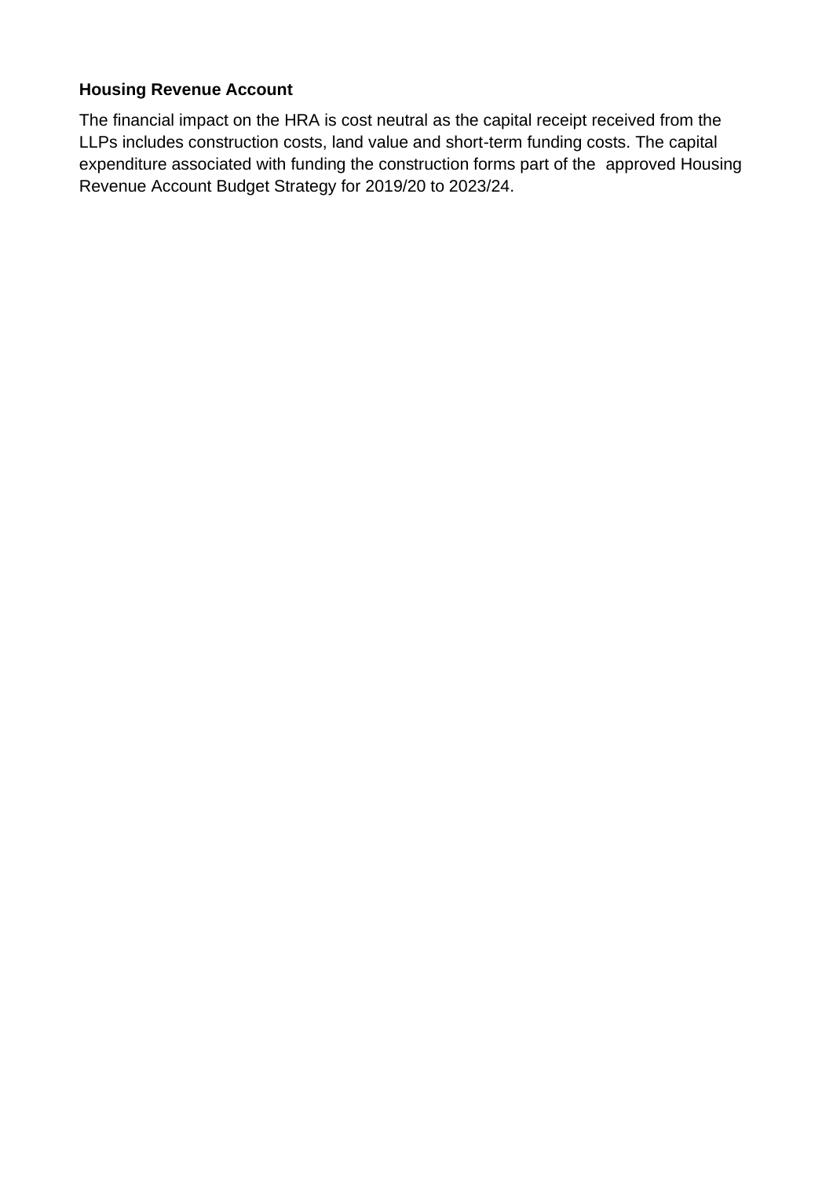**Housing Revenue Account**

The financial impact on the HRA is cost neutral as the capital receipt received from the LLPs includes construction costs, land value and short-term funding costs. The capital expenditure associated with funding the construction forms part of the approved Housing Revenue Account Budget Strategy for 2019/20 to 2023/24.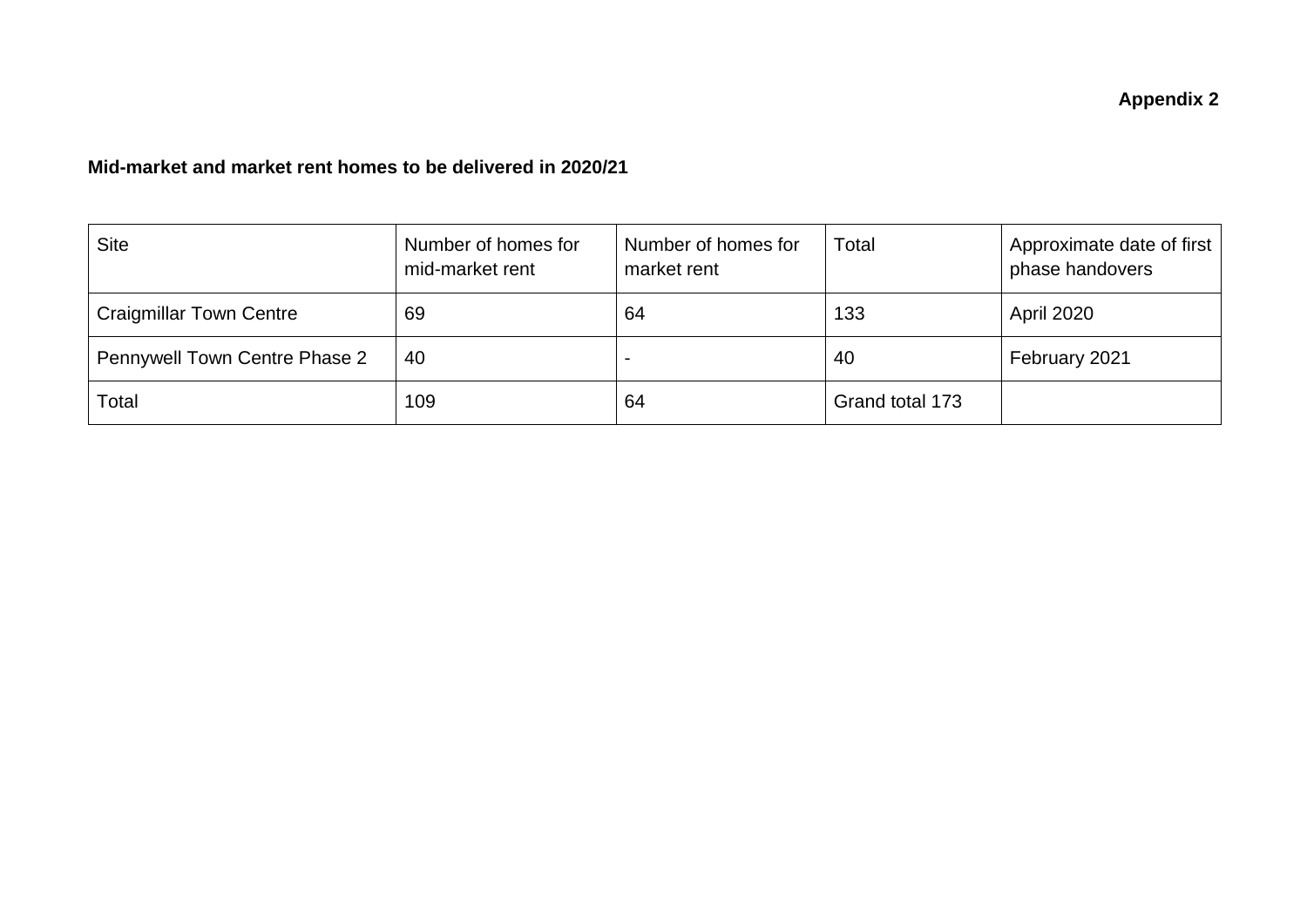**Appendix 2**

**Mid-market and market rent homes to be delivered in 2020/21**

| Site | Number of homes for mid-market rent | Number of homes for market rent | Total | Approximate date of first phase handovers |
|---|---|---|---|---|
| Craigmillar Town Centre | 69 | 64 | 133 | April 2020 |
| Pennywell Town Centre Phase 2 | 40 | - | 40 | February 2021 |
| Total | 109 | 64 | Grand total 173 | |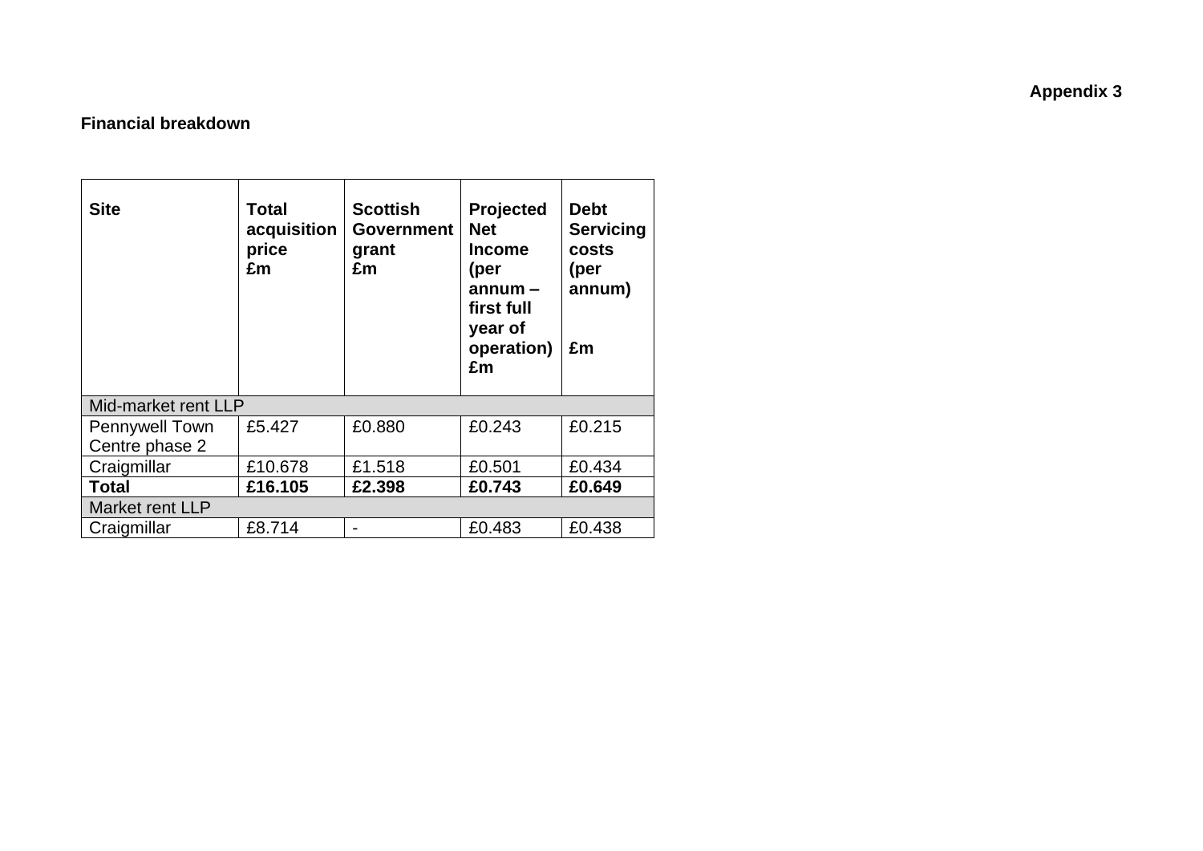**Appendix 3**

**Financial breakdown**

| **Site** | **Total acquisition price £m** | **Scottish Government grant £m** | **Projected Net Income (per annum – first full year of operation) £m** | **Debt Servicing costs (per annum) £m** |
|---|---|---|---|---|
| Mid-market rent LLP | | | | |
| Pennywell Town Centre phase 2 | £5.427 | £0.880 | £0.243 | £0.215 |
| Craigmillar | £10.678 | £1.518 | £0.501 | £0.434 |
| **Total** | **£16.105** | **£2.398** | **£0.743** | **£0.649** |
| Market rent LLP | | | | |
| Craigmillar | £8.714 | - | £0.483 | £0.438 |